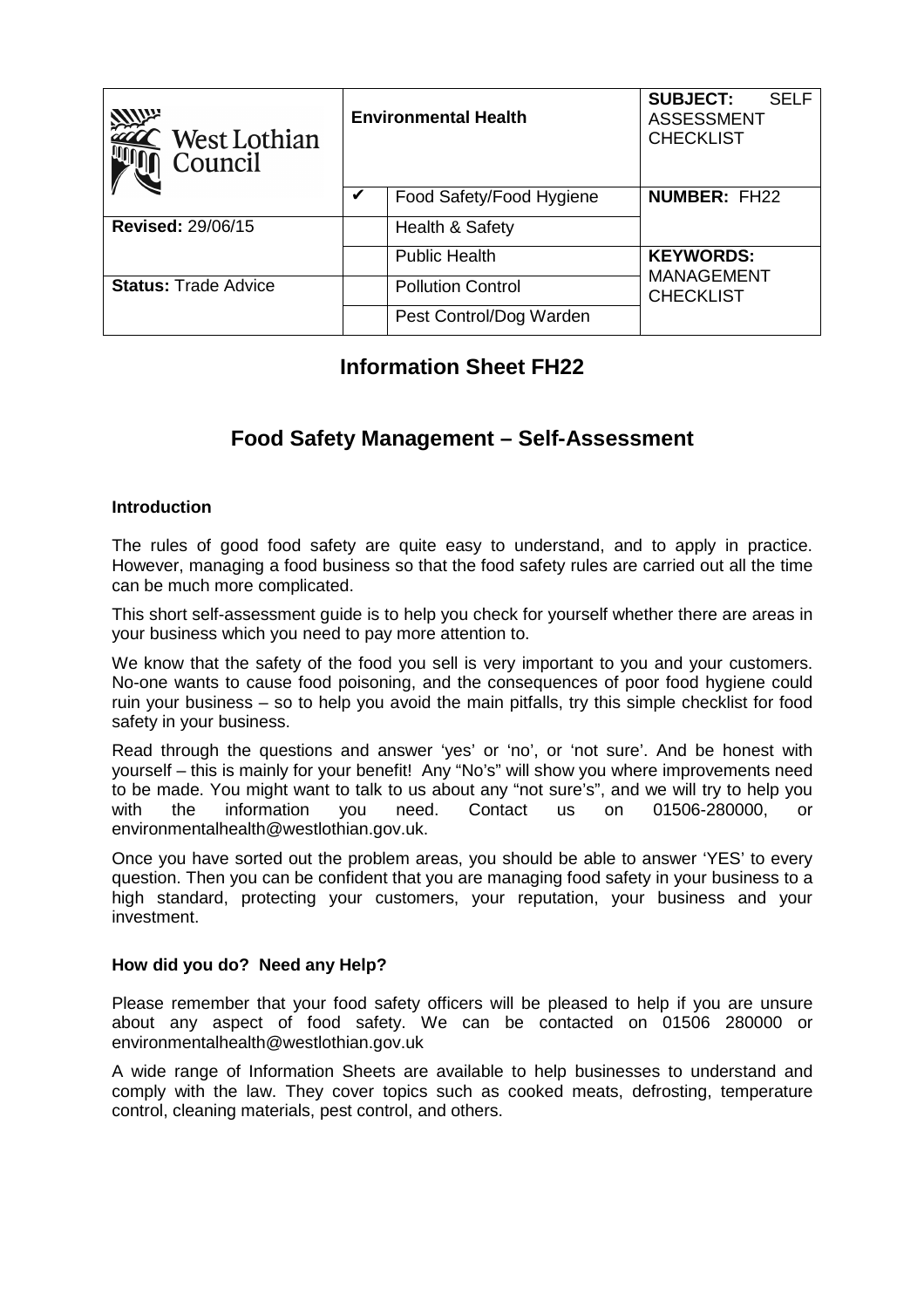| West Lothian Council | Environmental Health | | SUBJECT: SELF ASSESSMENT CHECKLIST |
|---|---|---|---|
| | ✔ | Food Safety/Food Hygiene | **NUMBER:** FH22 |
| **Revised:** 29/06/15 | | Health & Safety | |
| | | Public Health | **KEYWORDS:** MANAGEMENT CHECKLIST |
| **Status:** Trade Advice | | Pollution Control | |
| | | Pest Control/Dog Warden | |

# Information Sheet FH22

## Food Safety Management – Self-Assessment

### Introduction

The rules of good food safety are quite easy to understand, and to apply in practice. However, managing a food business so that the food safety rules are carried out all the time can be much more complicated.

This short self-assessment guide is to help you check for yourself whether there are areas in your business which you need to pay more attention to.

We know that the safety of the food you sell is very important to you and your customers. No-one wants to cause food poisoning, and the consequences of poor food hygiene could ruin your business – so to help you avoid the main pitfalls, try this simple checklist for food safety in your business.

Read through the questions and answer 'yes' or 'no', or 'not sure'. And be honest with yourself – this is mainly for your benefit! Any "No's" will show you where improvements need to be made. You might want to talk to us about any "not sure's", and we will try to help you with the information you need. Contact us on 01506-280000, or environmentalhealth@westlothian.gov.uk.

Once you have sorted out the problem areas, you should be able to answer 'YES' to every question. Then you can be confident that you are managing food safety in your business to a high standard, protecting your customers, your reputation, your business and your investment.

### How did you do? Need any Help?

Please remember that your food safety officers will be pleased to help if you are unsure about any aspect of food safety. We can be contacted on 01506 280000 or environmentalhealth@westlothian.gov.uk

A wide range of Information Sheets are available to help businesses to understand and comply with the law. They cover topics such as cooked meats, defrosting, temperature control, cleaning materials, pest control, and others.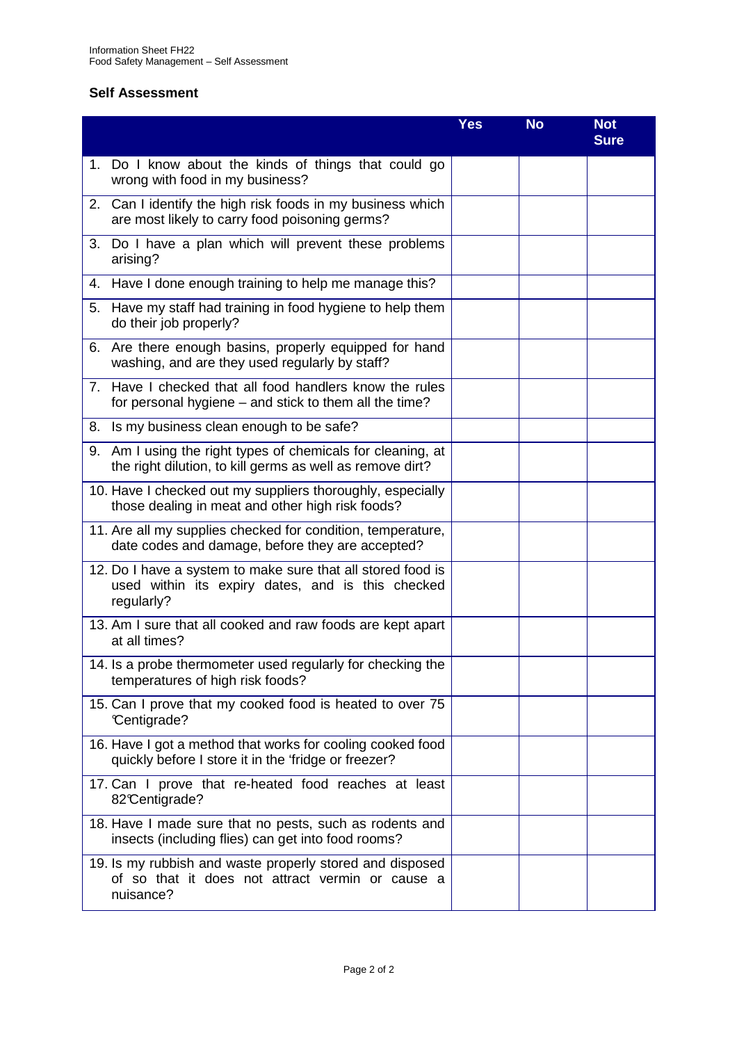## Self Assessment

| | Yes | No | Not Sure |
|---|---|---|---|
| 1. Do I know about the kinds of things that could go wrong with food in my business? | | | |
| 2. Can I identify the high risk foods in my business which are most likely to carry food poisoning germs? | | | |
| 3. Do I have a plan which will prevent these problems arising? | | | |
| 4. Have I done enough training to help me manage this? | | | |
| 5. Have my staff had training in food hygiene to help them do their job properly? | | | |
| 6. Are there enough basins, properly equipped for hand washing, and are they used regularly by staff? | | | |
| 7. Have I checked that all food handlers know the rules for personal hygiene – and stick to them all the time? | | | |
| 8. Is my business clean enough to be safe? | | | |
| 9. Am I using the right types of chemicals for cleaning, at the right dilution, to kill germs as well as remove dirt? | | | |
| 10. Have I checked out my suppliers thoroughly, especially those dealing in meat and other high risk foods? | | | |
| 11. Are all my supplies checked for condition, temperature, date codes and damage, before they are accepted? | | | |
| 12. Do I have a system to make sure that all stored food is used within its expiry dates, and is this checked regularly? | | | |
| 13. Am I sure that all cooked and raw foods are kept apart at all times? | | | |
| 14. Is a probe thermometer used regularly for checking the temperatures of high risk foods? | | | |
| 15. Can I prove that my cooked food is heated to over 75 °Centigrade? | | | |
| 16. Have I got a method that works for cooling cooked food quickly before I store it in the 'fridge or freezer? | | | |
| 17. Can I prove that re-heated food reaches at least 82°Centigrade? | | | |
| 18. Have I made sure that no pests, such as rodents and insects (including flies) can get into food rooms? | | | |
| 19. Is my rubbish and waste properly stored and disposed of so that it does not attract vermin or cause a nuisance? | | | |